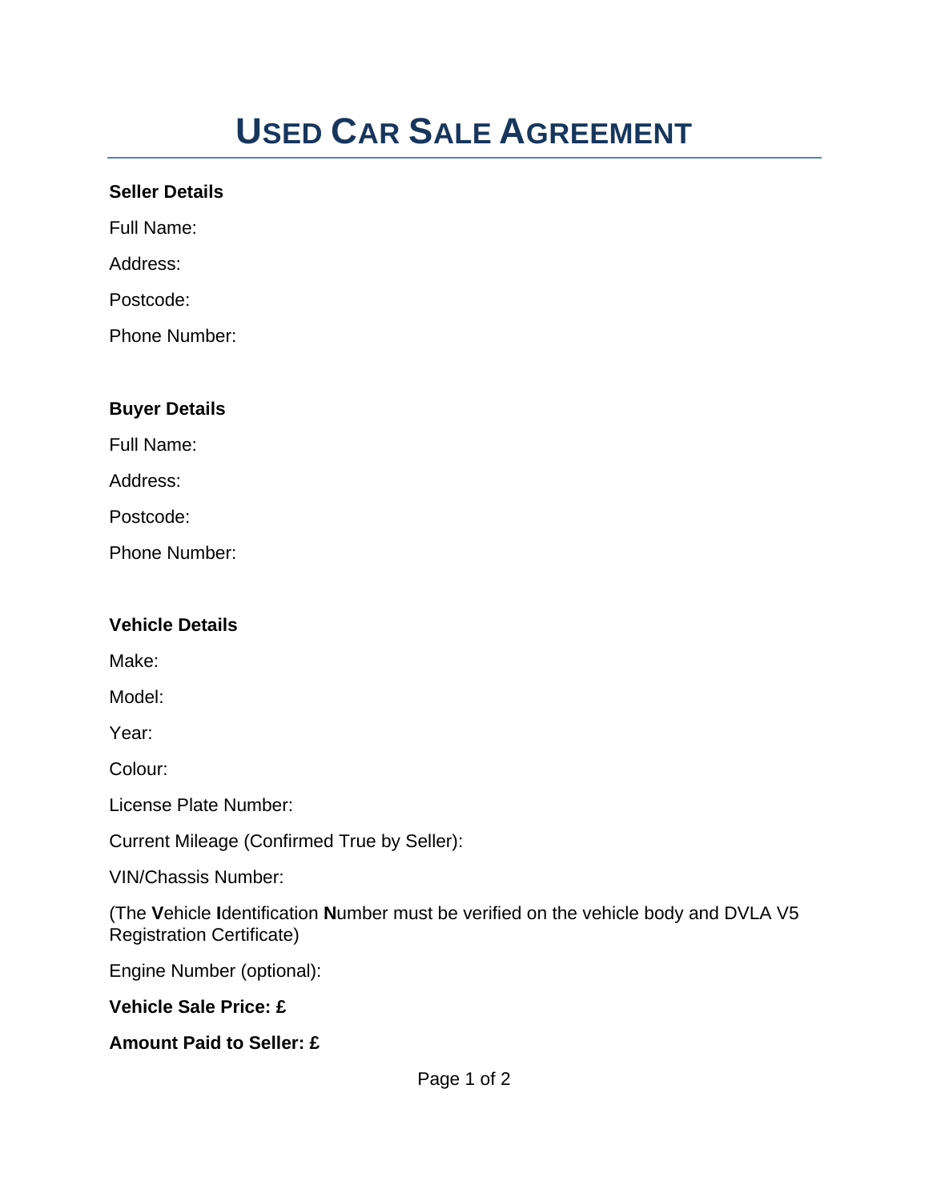# USED CAR SALE AGREEMENT

**Seller Details**

Full Name:

Address:

Postcode:

Phone Number:

**Buyer Details**

Full Name:

Address:

Postcode:

Phone Number:

**Vehicle Details**

Make:

Model:

Year:

Colour:

License Plate Number:

Current Mileage (Confirmed True by Seller):

VIN/Chassis Number:

(The **V**ehicle **I**dentification **N**umber must be verified on the vehicle body and DVLA V5 Registration Certificate)

Engine Number (optional):

**Vehicle Sale Price: £**

**Amount Paid to Seller: £**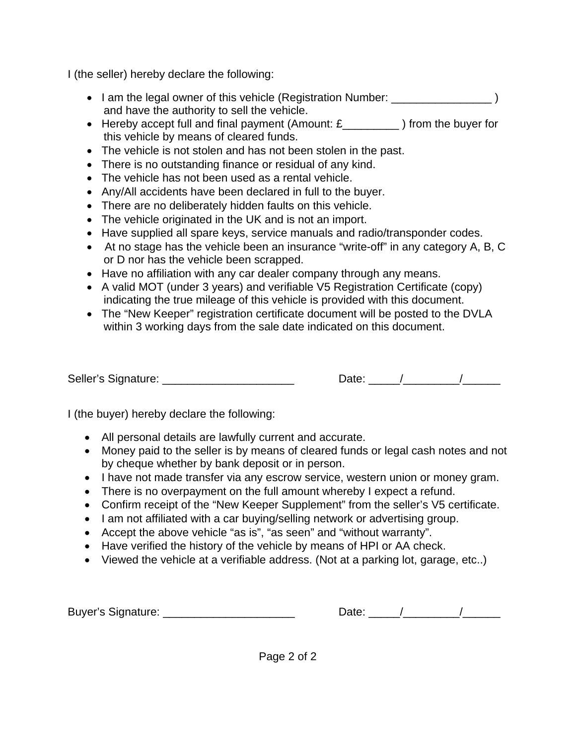I (the seller) hereby declare the following:

- I am the legal owner of this vehicle (Registration Number: ________________ ) and have the authority to sell the vehicle.
- Hereby accept full and final payment (Amount: £_________ ) from the buyer for this vehicle by means of cleared funds.
- The vehicle is not stolen and has not been stolen in the past.
- There is no outstanding finance or residual of any kind.
- The vehicle has not been used as a rental vehicle.
- Any/All accidents have been declared in full to the buyer.
- There are no deliberately hidden faults on this vehicle.
- The vehicle originated in the UK and is not an import.
- Have supplied all spare keys, service manuals and radio/transponder codes.
- At no stage has the vehicle been an insurance "write-off" in any category A, B, C or D nor has the vehicle been scrapped.
- Have no affiliation with any car dealer company through any means.
- A valid MOT (under 3 years) and verifiable V5 Registration Certificate (copy) indicating the true mileage of this vehicle is provided with this document.
- The "New Keeper" registration certificate document will be posted to the DVLA within 3 working days from the sale date indicated on this document.

Seller's Signature: _____________________ Date: _____/_________/______

I (the buyer) hereby declare the following:

- All personal details are lawfully current and accurate.
- Money paid to the seller is by means of cleared funds or legal cash notes and not by cheque whether by bank deposit or in person.
- I have not made transfer via any escrow service, western union or money gram.
- There is no overpayment on the full amount whereby I expect a refund.
- Confirm receipt of the "New Keeper Supplement" from the seller's V5 certificate.
- I am not affiliated with a car buying/selling network or advertising group.
- Accept the above vehicle "as is", "as seen" and "without warranty".
- Have verified the history of the vehicle by means of HPI or AA check.
- Viewed the vehicle at a verifiable address. (Not at a parking lot, garage, etc..)

Buyer's Signature: _____________________ Date: _____/_________/______